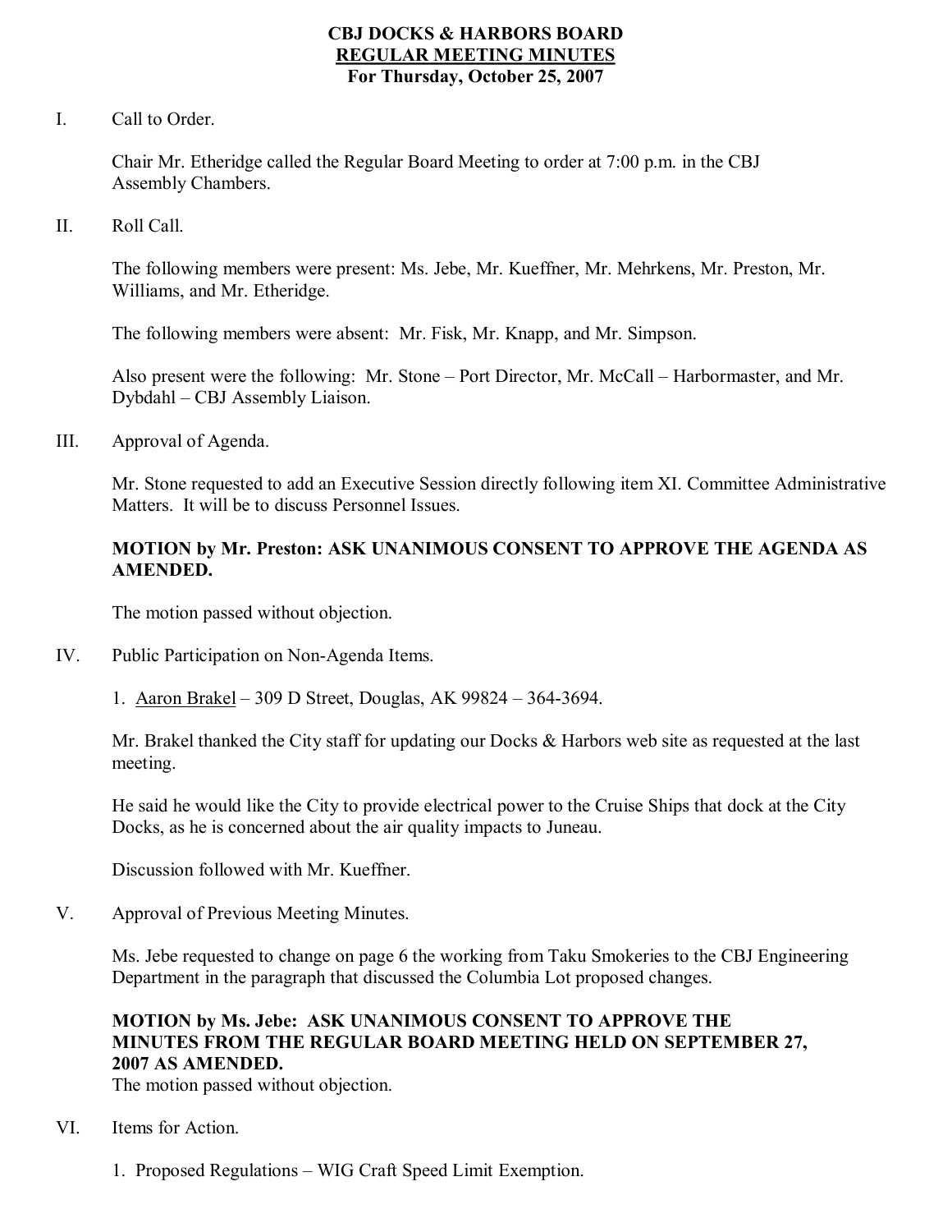# CBJ DOCKS & HARBORS BOARD
## REGULAR MEETING MINUTES
### For Thursday, October 25, 2007

I. Call to Order.

Chair Mr. Etheridge called the Regular Board Meeting to order at 7:00 p.m. in the CBJ Assembly Chambers.

II. Roll Call.

The following members were present: Ms. Jebe, Mr. Kueffner, Mr. Mehrkens, Mr. Preston, Mr. Williams, and Mr. Etheridge.

The following members were absent: Mr. Fisk, Mr. Knapp, and Mr. Simpson.

Also present were the following: Mr. Stone – Port Director, Mr. McCall – Harbormaster, and Mr. Dybdahl – CBJ Assembly Liaison.

III. Approval of Agenda.

Mr. Stone requested to add an Executive Session directly following item XI. Committee Administrative Matters. It will be to discuss Personnel Issues.

**MOTION by Mr. Preston: ASK UNANIMOUS CONSENT TO APPROVE THE AGENDA AS AMENDED.**

The motion passed without objection.

IV. Public Participation on Non-Agenda Items.

1. Aaron Brakel – 309 D Street, Douglas, AK 99824 – 364-3694.

Mr. Brakel thanked the City staff for updating our Docks & Harbors web site as requested at the last meeting.

He said he would like the City to provide electrical power to the Cruise Ships that dock at the City Docks, as he is concerned about the air quality impacts to Juneau.

Discussion followed with Mr. Kueffner.

V. Approval of Previous Meeting Minutes.

Ms. Jebe requested to change on page 6 the working from Taku Smokeries to the CBJ Engineering Department in the paragraph that discussed the Columbia Lot proposed changes.

**MOTION by Ms. Jebe: ASK UNANIMOUS CONSENT TO APPROVE THE MINUTES FROM THE REGULAR BOARD MEETING HELD ON SEPTEMBER 27, 2007 AS AMENDED.**

The motion passed without objection.

VI. Items for Action.

1. Proposed Regulations – WIG Craft Speed Limit Exemption.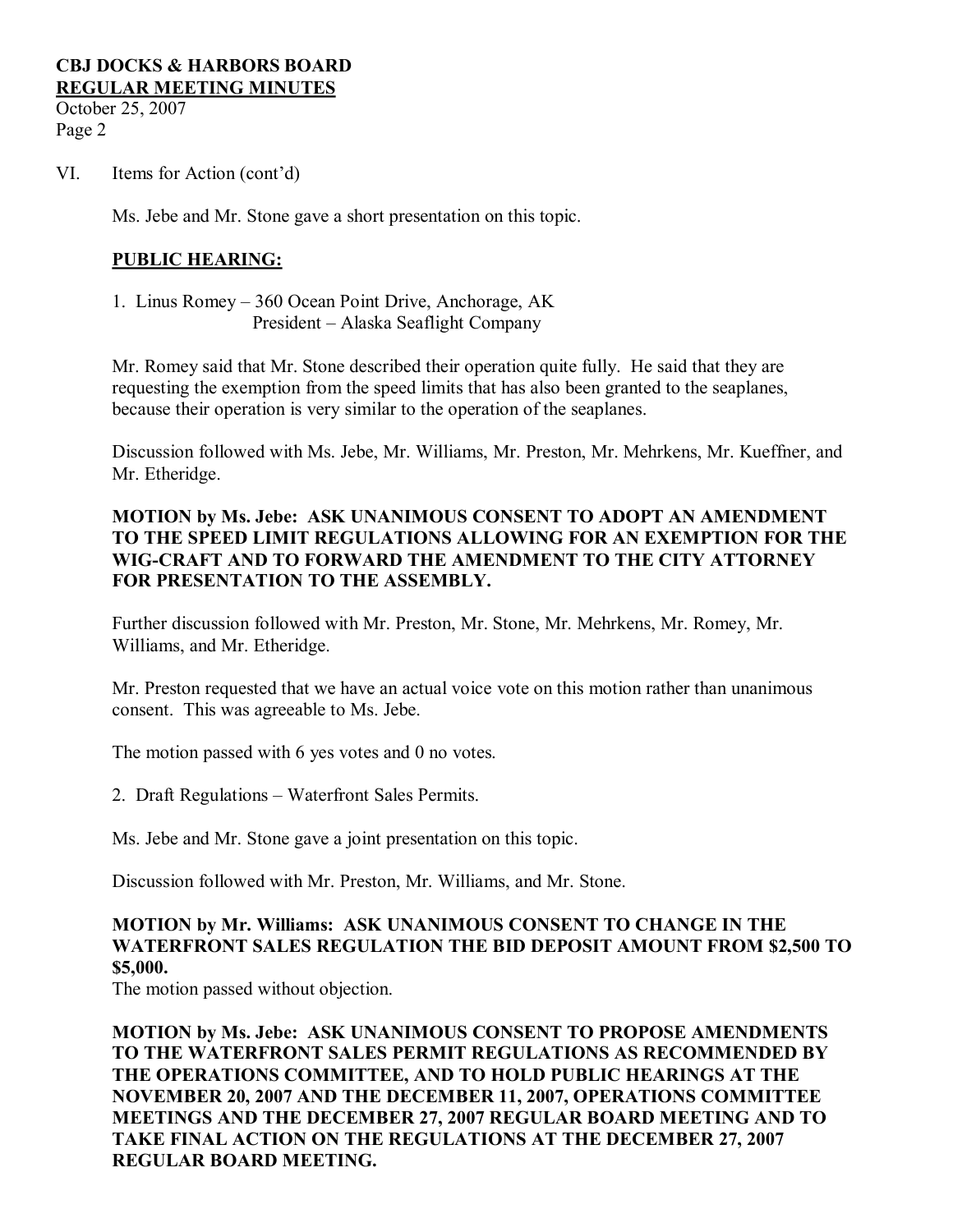VI. Items for Action (cont'd)

Ms. Jebe and Mr. Stone gave a short presentation on this topic.

**PUBLIC HEARING:**

1. Linus Romey – 360 Ocean Point Drive, Anchorage, AK
   President – Alaska Seaflight Company

Mr. Romey said that Mr. Stone described their operation quite fully. He said that they are requesting the exemption from the speed limits that has also been granted to the seaplanes, because their operation is very similar to the operation of the seaplanes.

Discussion followed with Ms. Jebe, Mr. Williams, Mr. Preston, Mr. Mehrkens, Mr. Kueffner, and Mr. Etheridge.

**MOTION by Ms. Jebe: ASK UNANIMOUS CONSENT TO ADOPT AN AMENDMENT TO THE SPEED LIMIT REGULATIONS ALLOWING FOR AN EXEMPTION FOR THE WIG-CRAFT AND TO FORWARD THE AMENDMENT TO THE CITY ATTORNEY FOR PRESENTATION TO THE ASSEMBLY.**

Further discussion followed with Mr. Preston, Mr. Stone, Mr. Mehrkens, Mr. Romey, Mr. Williams, and Mr. Etheridge.

Mr. Preston requested that we have an actual voice vote on this motion rather than unanimous consent. This was agreeable to Ms. Jebe.

The motion passed with 6 yes votes and 0 no votes.

2. Draft Regulations – Waterfront Sales Permits.

Ms. Jebe and Mr. Stone gave a joint presentation on this topic.

Discussion followed with Mr. Preston, Mr. Williams, and Mr. Stone.

**MOTION by Mr. Williams: ASK UNANIMOUS CONSENT TO CHANGE IN THE WATERFRONT SALES REGULATION THE BID DEPOSIT AMOUNT FROM $2,500 TO $5,000.**
The motion passed without objection.

**MOTION by Ms. Jebe: ASK UNANIMOUS CONSENT TO PROPOSE AMENDMENTS TO THE WATERFRONT SALES PERMIT REGULATIONS AS RECOMMENDED BY THE OPERATIONS COMMITTEE, AND TO HOLD PUBLIC HEARINGS AT THE NOVEMBER 20, 2007 AND THE DECEMBER 11, 2007, OPERATIONS COMMITTEE MEETINGS AND THE DECEMBER 27, 2007 REGULAR BOARD MEETING AND TO TAKE FINAL ACTION ON THE REGULATIONS AT THE DECEMBER 27, 2007 REGULAR BOARD MEETING.**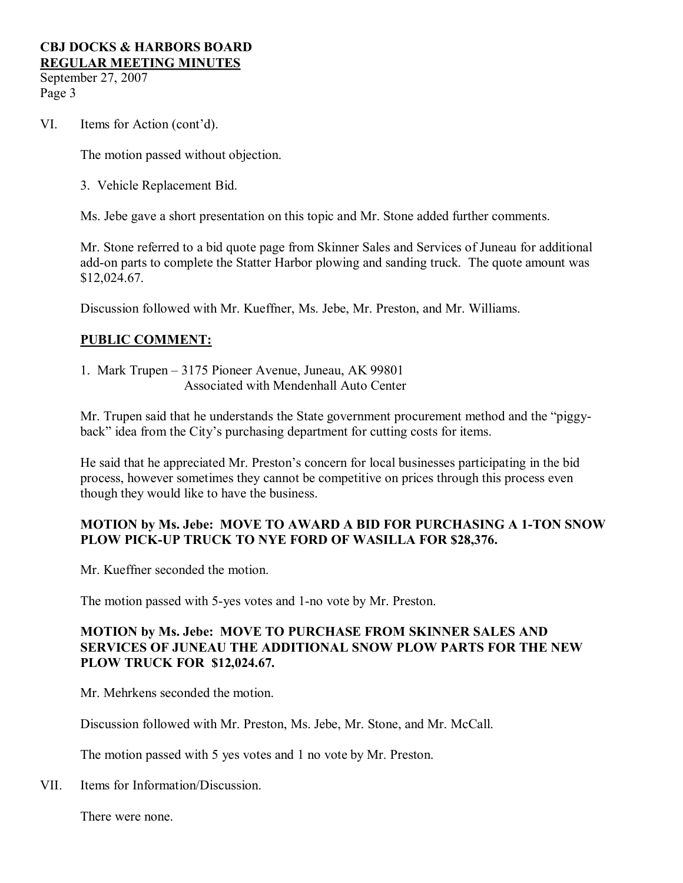VI. Items for Action (cont'd).

The motion passed without objection.

3. Vehicle Replacement Bid.

Ms. Jebe gave a short presentation on this topic and Mr. Stone added further comments.

Mr. Stone referred to a bid quote page from Skinner Sales and Services of Juneau for additional add-on parts to complete the Statter Harbor plowing and sanding truck. The quote amount was $12,024.67.

Discussion followed with Mr. Kueffner, Ms. Jebe, Mr. Preston, and Mr. Williams.

**PUBLIC COMMENT:**

1. Mark Trupen – 3175 Pioneer Avenue, Juneau, AK 99801
   Associated with Mendenhall Auto Center

Mr. Trupen said that he understands the State government procurement method and the "piggy-back" idea from the City's purchasing department for cutting costs for items.

He said that he appreciated Mr. Preston's concern for local businesses participating in the bid process, however sometimes they cannot be competitive on prices through this process even though they would like to have the business.

**MOTION by Ms. Jebe: MOVE TO AWARD A BID FOR PURCHASING A 1-TON SNOW PLOW PICK-UP TRUCK TO NYE FORD OF WASILLA FOR $28,376.**

Mr. Kueffner seconded the motion.

The motion passed with 5-yes votes and 1-no vote by Mr. Preston.

**MOTION by Ms. Jebe: MOVE TO PURCHASE FROM SKINNER SALES AND SERVICES OF JUNEAU THE ADDITIONAL SNOW PLOW PARTS FOR THE NEW PLOW TRUCK FOR $12,024.67.**

Mr. Mehrkens seconded the motion.

Discussion followed with Mr. Preston, Ms. Jebe, Mr. Stone, and Mr. McCall.

The motion passed with 5 yes votes and 1 no vote by Mr. Preston.

VII. Items for Information/Discussion.

There were none.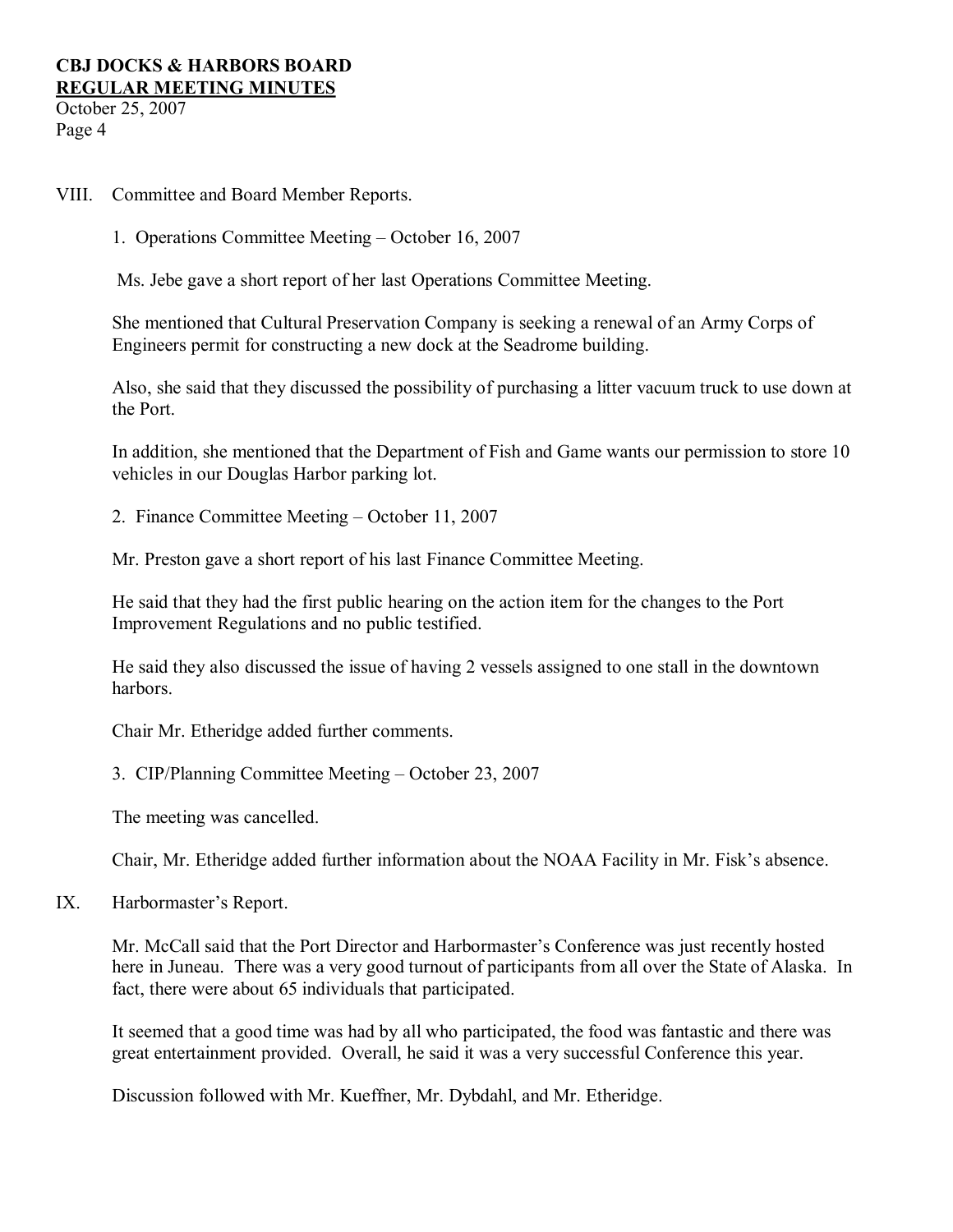VIII. Committee and Board Member Reports.

1. Operations Committee Meeting – October 16, 2007

Ms. Jebe gave a short report of her last Operations Committee Meeting.

She mentioned that Cultural Preservation Company is seeking a renewal of an Army Corps of Engineers permit for constructing a new dock at the Seadrome building.

Also, she said that they discussed the possibility of purchasing a litter vacuum truck to use down at the Port.

In addition, she mentioned that the Department of Fish and Game wants our permission to store 10 vehicles in our Douglas Harbor parking lot.

2. Finance Committee Meeting – October 11, 2007

Mr. Preston gave a short report of his last Finance Committee Meeting.

He said that they had the first public hearing on the action item for the changes to the Port Improvement Regulations and no public testified.

He said they also discussed the issue of having 2 vessels assigned to one stall in the downtown harbors.

Chair Mr. Etheridge added further comments.

3. CIP/Planning Committee Meeting – October 23, 2007

The meeting was cancelled.

Chair, Mr. Etheridge added further information about the NOAA Facility in Mr. Fisk's absence.

IX. Harbormaster's Report.

Mr. McCall said that the Port Director and Harbormaster's Conference was just recently hosted here in Juneau. There was a very good turnout of participants from all over the State of Alaska. In fact, there were about 65 individuals that participated.

It seemed that a good time was had by all who participated, the food was fantastic and there was great entertainment provided. Overall, he said it was a very successful Conference this year.

Discussion followed with Mr. Kueffner, Mr. Dybdahl, and Mr. Etheridge.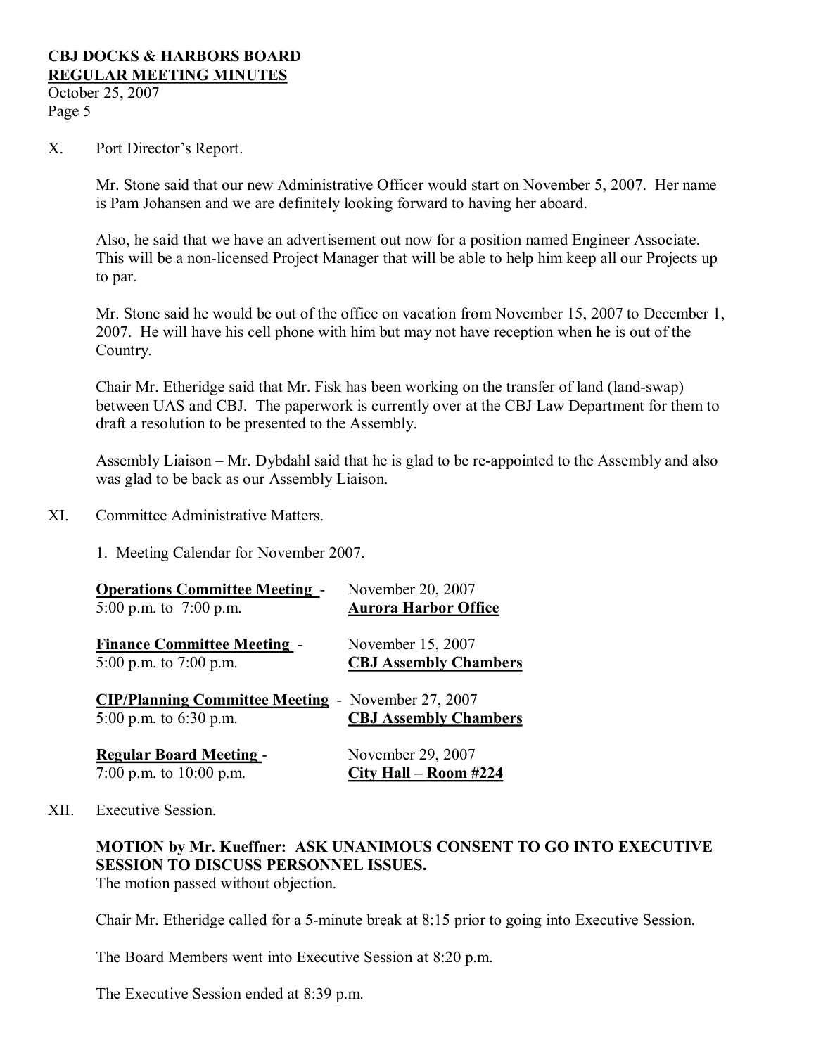X. Port Director's Report.

Mr. Stone said that our new Administrative Officer would start on November 5, 2007. Her name is Pam Johansen and we are definitely looking forward to having her aboard.

Also, he said that we have an advertisement out now for a position named Engineer Associate. This will be a non-licensed Project Manager that will be able to help him keep all our Projects up to par.

Mr. Stone said he would be out of the office on vacation from November 15, 2007 to December 1, 2007. He will have his cell phone with him but may not have reception when he is out of the Country.

Chair Mr. Etheridge said that Mr. Fisk has been working on the transfer of land (land-swap) between UAS and CBJ. The paperwork is currently over at the CBJ Law Department for them to draft a resolution to be presented to the Assembly.

Assembly Liaison – Mr. Dybdahl said that he is glad to be re-appointed to the Assembly and also was glad to be back as our Assembly Liaison.

XI. Committee Administrative Matters.

1. Meeting Calendar for November 2007.

**Operations Committee Meeting** - November 20, 2007
5:00 p.m. to 7:00 p.m. **Aurora Harbor Office**

**Finance Committee Meeting** - November 15, 2007
5:00 p.m. to 7:00 p.m. **CBJ Assembly Chambers**

**CIP/Planning Committee Meeting** - November 27, 2007
5:00 p.m. to 6:30 p.m. **CBJ Assembly Chambers**

**Regular Board Meeting** - November 29, 2007
7:00 p.m. to 10:00 p.m. **City Hall – Room #224**

XII. Executive Session.

**MOTION by Mr. Kueffner: ASK UNANIMOUS CONSENT TO GO INTO EXECUTIVE SESSION TO DISCUSS PERSONNEL ISSUES.**
The motion passed without objection.

Chair Mr. Etheridge called for a 5-minute break at 8:15 prior to going into Executive Session.

The Board Members went into Executive Session at 8:20 p.m.

The Executive Session ended at 8:39 p.m.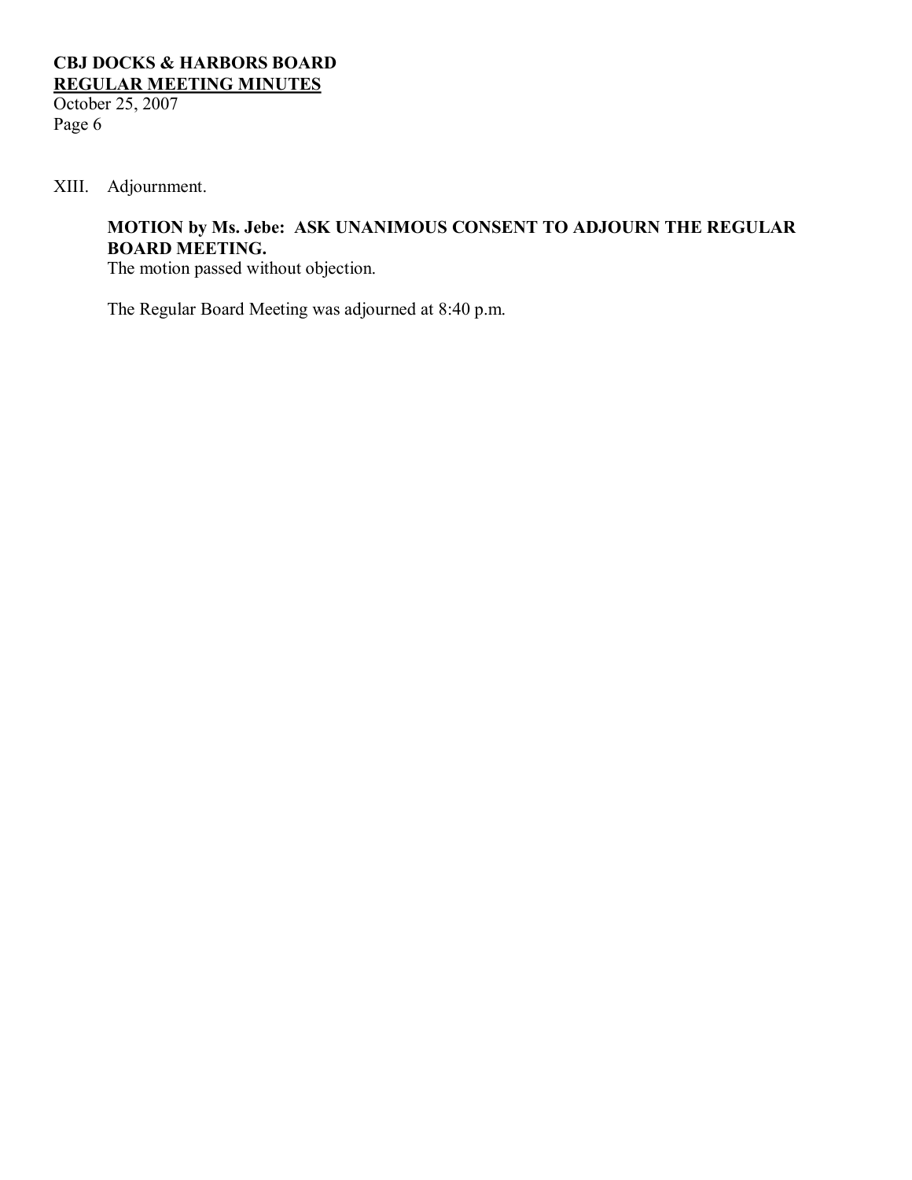XIII. Adjournment.

**MOTION by Ms. Jebe: ASK UNANIMOUS CONSENT TO ADJOURN THE REGULAR BOARD MEETING.**
The motion passed without objection.

The Regular Board Meeting was adjourned at 8:40 p.m.